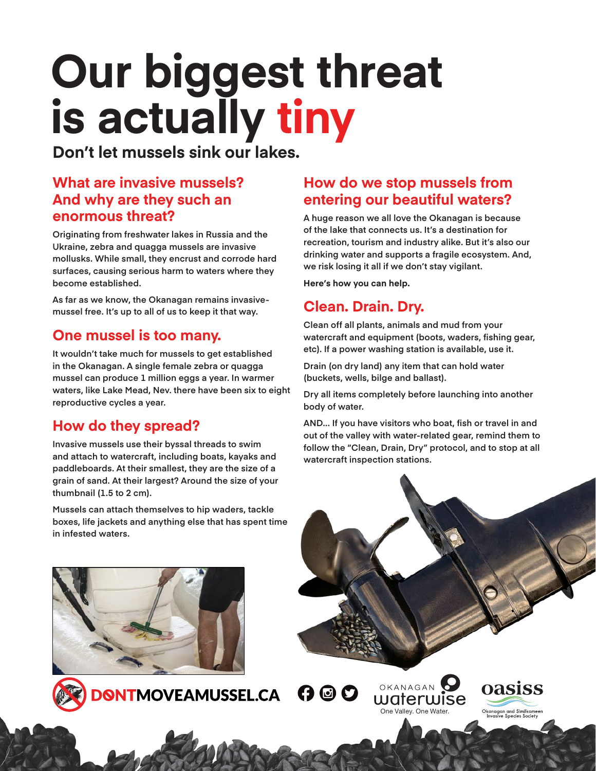# Our biggest threat is actually tiny

**Don't let mussels sink our lakes.**

## What are invasive mussels? And why are they such an enormous threat?

Originating from freshwater lakes in Russia and the Ukraine, zebra and quagga mussels are invasive mollusks. While small, they encrust and corrode hard surfaces, causing serious harm to waters where they become established.

As far as we know, the Okanagan remains invasive-mussel free. It's up to all of us to keep it that way.

## One mussel is too many.

It wouldn't take much for mussels to get established in the Okanagan. A single female zebra or quagga mussel can produce 1 million eggs a year. In warmer waters, like Lake Mead, Nev. there have been six to eight reproductive cycles a year.

## How do they spread?

Invasive mussels use their byssal threads to swim and attach to watercraft, including boats, kayaks and paddleboards. At their smallest, they are the size of a grain of sand. At their largest? Around the size of your thumbnail (1.5 to 2 cm).

Mussels can attach themselves to hip waders, tackle boxes, life jackets and anything else that has spent time in infested waters.

## How do we stop mussels from entering our beautiful waters?

A huge reason we all love the Okanagan is because of the lake that connects us. It's a destination for recreation, tourism and industry alike. But it's also our drinking water and supports a fragile ecosystem. And, we risk losing it all if we don't stay vigilant.

**Here's how you can help.**

## Clean. Drain. Dry.

Clean off all plants, animals and mud from your watercraft and equipment (boots, waders, fishing gear, etc). If a power washing station is available, use it.

Drain (on dry land) any item that can hold water (buckets, wells, bilge and ballast).

Dry all items completely before launching into another body of water.

AND... If you have visitors who boat, fish or travel in and out of the valley with water-related gear, remind them to follow the "Clean, Drain, Dry" protocol, and to stop at all watercraft inspection stations.

DONTMOVEAMUSSEL.CA

OKANAGAN waterwise — One Valley. One Water.

oasiss — Okanagan and Similkameen Invasive Species Society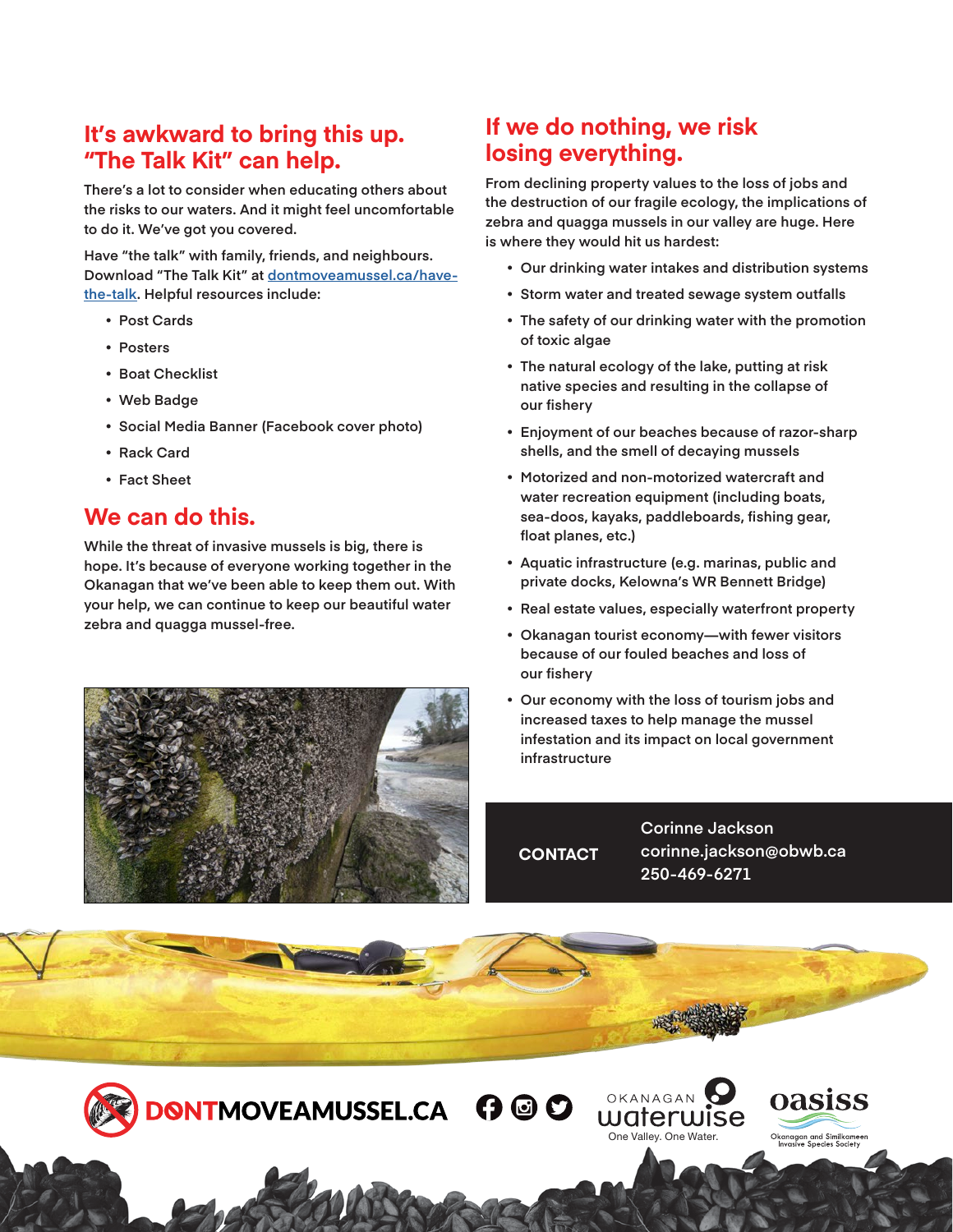## It's awkward to bring this up. "The Talk Kit" can help.

There's a lot to consider when educating others about the risks to our waters. And it might feel uncomfortable to do it. We've got you covered.

Have "the talk" with family, friends, and neighbours. Download "The Talk Kit" at [dontmoveamussel.ca/have-the-talk](dontmoveamussel.ca/have-the-talk). Helpful resources include:

- Post Cards
- Posters
- Boat Checklist
- Web Badge
- Social Media Banner (Facebook cover photo)
- Rack Card
- Fact Sheet

## We can do this.

While the threat of invasive mussels is big, there is hope. It's because of everyone working together in the Okanagan that we've been able to keep them out. With your help, we can continue to keep our beautiful water zebra and quagga mussel-free.

## If we do nothing, we risk losing everything.

From declining property values to the loss of jobs and the destruction of our fragile ecology, the implications of zebra and quagga mussels in our valley are huge. Here is where they would hit us hardest:

- Our drinking water intakes and distribution systems
- Storm water and treated sewage system outfalls
- The safety of our drinking water with the promotion of toxic algae
- The natural ecology of the lake, putting at risk native species and resulting in the collapse of our fishery
- Enjoyment of our beaches because of razor-sharp shells, and the smell of decaying mussels
- Motorized and non-motorized watercraft and water recreation equipment (including boats, sea-doos, kayaks, paddleboards, fishing gear, float planes, etc.)
- Aquatic infrastructure (e.g. marinas, public and private docks, Kelowna's WR Bennett Bridge)
- Real estate values, especially waterfront property
- Okanagan tourist economy—with fewer visitors because of our fouled beaches and loss of our fishery
- Our economy with the loss of tourism jobs and increased taxes to help manage the mussel infestation and its impact on local government infrastructure

**CONTACT**

**Corinne Jackson**
**corinne.jackson@obwb.ca**
**250-469-6271**

**DONTMOVEAMUSSEL.CA**

OKANAGAN waterwise
One Valley. One Water.

oasiss
Okanagan and Similkameen Invasive Species Society